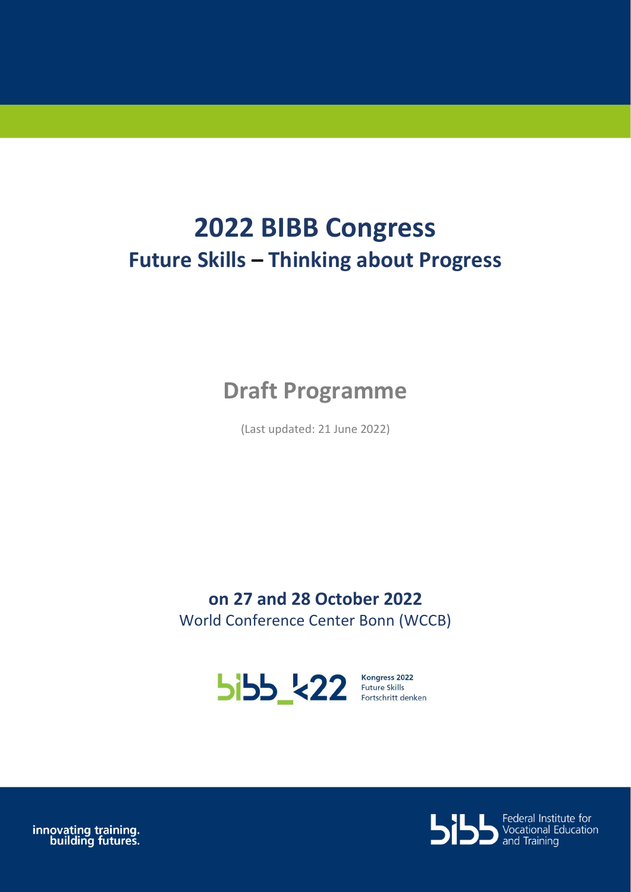# 2022 BIBB Congress

## Future Skills – Thinking about Progress

## Draft Programme

(Last updated: 21 June 2022)

**on 27 and 28 October 2022**

World Conference Center Bonn (WCCB)

bibb_k22 Kongress 2022 Future Skills Fortschritt denken

innovating training. building futures.

Federal Institute for Vocational Education and Training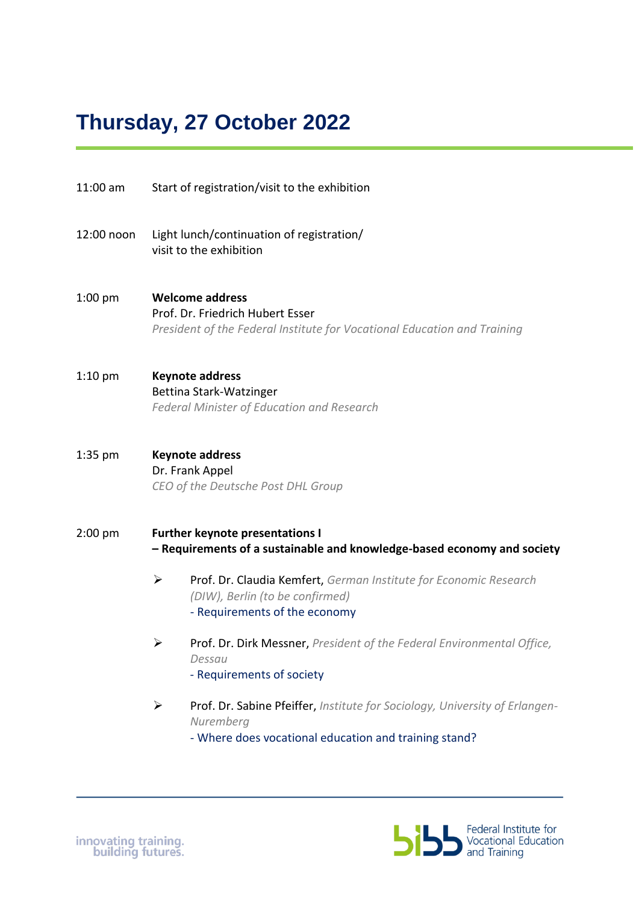# Thursday, 27 October 2022

11:00 am — Start of registration/visit to the exhibition

12:00 noon — Light lunch/continuation of registration/ visit to the exhibition

1:00 pm — **Welcome address**
Prof. Dr. Friedrich Hubert Esser
*President of the Federal Institute for Vocational Education and Training*

1:10 pm — **Keynote address**
Bettina Stark-Watzinger
*Federal Minister of Education and Research*

1:35 pm — **Keynote address**
Dr. Frank Appel
*CEO of the Deutsche Post DHL Group*

2:00 pm — **Further keynote presentations I**
**– Requirements of a sustainable and knowledge-based economy and society**

- Prof. Dr. Claudia Kemfert, *German Institute for Economic Research (DIW), Berlin (to be confirmed)*
  - Requirements of the economy
- Prof. Dr. Dirk Messner, *President of the Federal Environmental Office, Dessau*
  - Requirements of society
- Prof. Dr. Sabine Pfeiffer, *Institute for Sociology, University of Erlangen-Nuremberg*
  - Where does vocational education and training stand?

innovating training.
building futures.

Federal Institute for Vocational Education and Training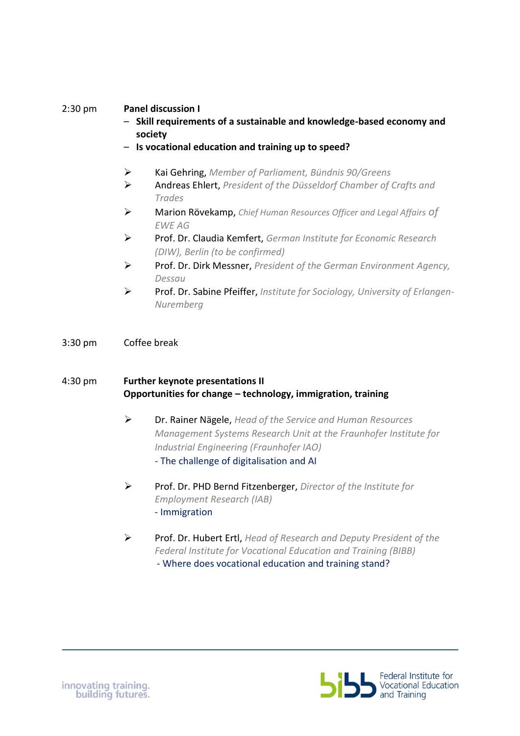2:30 pm **Panel discussion I**

- **Skill requirements of a sustainable and knowledge-based economy and society**
- **Is vocational education and training up to speed?**

- Kai Gehring, *Member of Parliament, Bündnis 90/Greens*
- Andreas Ehlert, *President of the Düsseldorf Chamber of Crafts and Trades*
- Marion Rövekamp, *Chief Human Resources Officer and Legal Affairs of EWE AG*
- Prof. Dr. Claudia Kemfert, *German Institute for Economic Research (DIW), Berlin (to be confirmed)*
- Prof. Dr. Dirk Messner, *President of the German Environment Agency, Dessau*
- Prof. Dr. Sabine Pfeiffer, *Institute for Sociology, University of Erlangen-Nuremberg*

3:30 pm Coffee break

4:30 pm **Further keynote presentations II**
**Opportunities for change – technology, immigration, training**

- Dr. Rainer Nägele, *Head of the Service and Human Resources Management Systems Research Unit at the Fraunhofer Institute for Industrial Engineering (Fraunhofer IAO)*
  - The challenge of digitalisation and AI

- Prof. Dr. PHD Bernd Fitzenberger, *Director of the Institute for Employment Research (IAB)*
  - Immigration

- Prof. Dr. Hubert Ertl, *Head of Research and Deputy President of the Federal Institute for Vocational Education and Training (BIBB)*
  - Where does vocational education and training stand?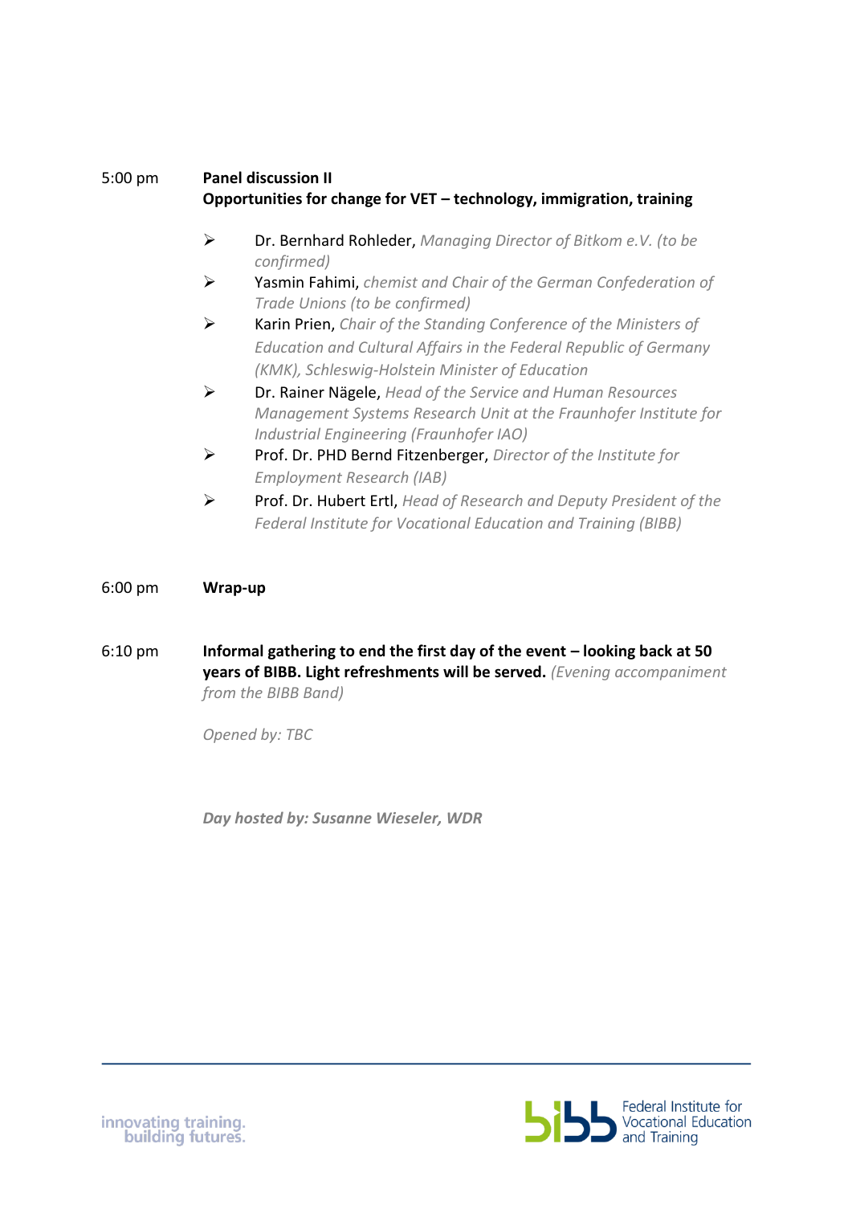5:00 pm **Panel discussion II**
**Opportunities for change for VET – technology, immigration, training**

- Dr. Bernhard Rohleder, *Managing Director of Bitkom e.V. (to be confirmed)*
- Yasmin Fahimi, *chemist and Chair of the German Confederation of Trade Unions (to be confirmed)*
- Karin Prien, *Chair of the Standing Conference of the Ministers of Education and Cultural Affairs in the Federal Republic of Germany (KMK), Schleswig-Holstein Minister of Education*
- Dr. Rainer Nägele, *Head of the Service and Human Resources Management Systems Research Unit at the Fraunhofer Institute for Industrial Engineering (Fraunhofer IAO)*
- Prof. Dr. PHD Bernd Fitzenberger, *Director of the Institute for Employment Research (IAB)*
- Prof. Dr. Hubert Ertl, *Head of Research and Deputy President of the Federal Institute for Vocational Education and Training (BIBB)*

6:00 pm **Wrap-up**

6:10 pm **Informal gathering to end the first day of the event – looking back at 50 years of BIBB. Light refreshments will be served.** *(Evening accompaniment from the BIBB Band)*

*Opened by: TBC*

***Day hosted by: Susanne Wieseler, WDR***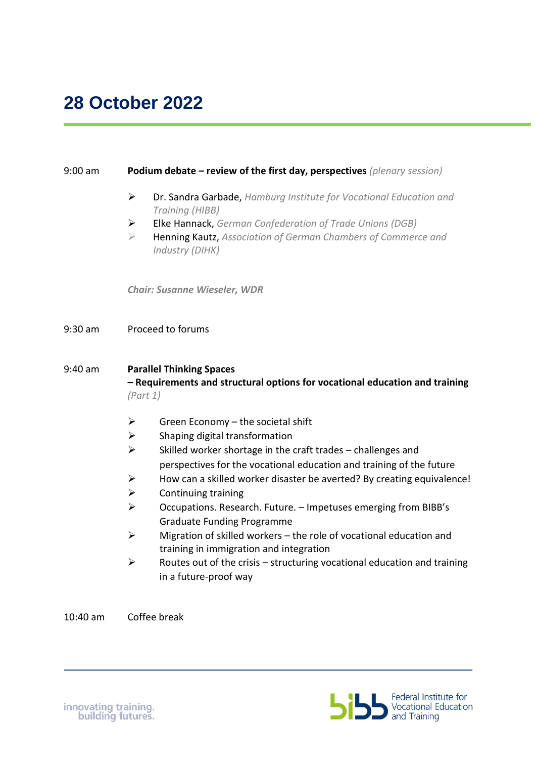# 28 October 2022

9:00 am **Podium debate – review of the first day, perspectives** *(plenary session)*

- Dr. Sandra Garbade, *Hamburg Institute for Vocational Education and Training (HIBB)*
- Elke Hannack, *German Confederation of Trade Unions (DGB)*
- Henning Kautz, *Association of German Chambers of Commerce and Industry (DIHK)*

***Chair: Susanne Wieseler, WDR***

9:30 am Proceed to forums

9:40 am **Parallel Thinking Spaces**
**– Requirements and structural options for vocational education and training** *(Part 1)*

- Green Economy – the societal shift
- Shaping digital transformation
- Skilled worker shortage in the craft trades – challenges and perspectives for the vocational education and training of the future
- How can a skilled worker disaster be averted? By creating equivalence!
- Continuing training
- Occupations. Research. Future. – Impetuses emerging from BIBB's Graduate Funding Programme
- Migration of skilled workers – the role of vocational education and training in immigration and integration
- Routes out of the crisis – structuring vocational education and training in a future-proof way

10:40 am Coffee break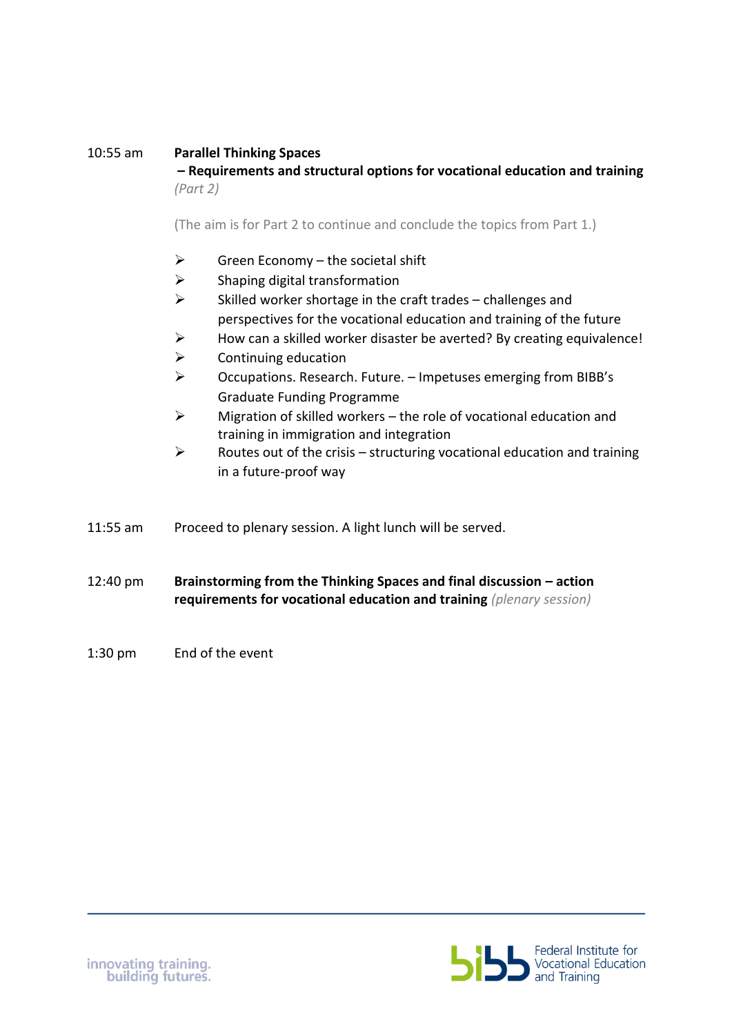10:55 am **Parallel Thinking Spaces**
**– Requirements and structural options for vocational education and training**
*(Part 2)*

(The aim is for Part 2 to continue and conclude the topics from Part 1.)

- Green Economy – the societal shift
- Shaping digital transformation
- Skilled worker shortage in the craft trades – challenges and perspectives for the vocational education and training of the future
- How can a skilled worker disaster be averted? By creating equivalence!
- Continuing education
- Occupations. Research. Future. – Impetuses emerging from BIBB's Graduate Funding Programme
- Migration of skilled workers – the role of vocational education and training in immigration and integration
- Routes out of the crisis – structuring vocational education and training in a future-proof way

11:55 am Proceed to plenary session. A light lunch will be served.

12:40 pm **Brainstorming from the Thinking Spaces and final discussion – action requirements for vocational education and training** *(plenary session)*

1:30 pm End of the event

innovating training.
building futures.

Federal Institute for Vocational Education and Training